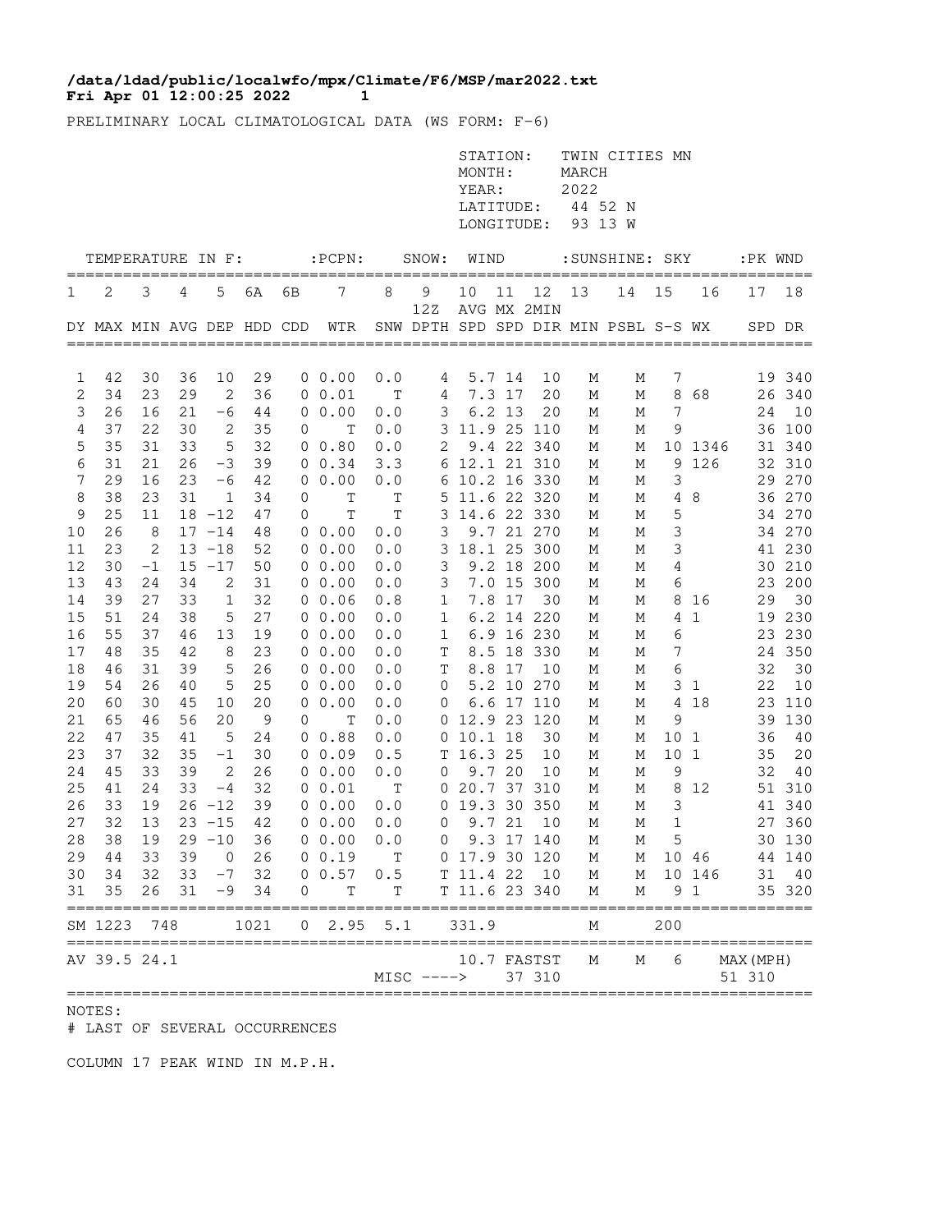**/data/ldad/public/localwfo/mpx/Climate/F6/MSP/mar2022.txt**
**Fri Apr 01 12:00:25 2022**

PRELIMINARY LOCAL CLIMATOLOGICAL DATA (WS FORM: F-6)

STATION: TWIN CITIES MN
MONTH: MARCH
YEAR: 2022
LATITUDE: 44 52 N
LONGITUDE: 93 13 W

| TEMPERATURE IN F: | | | | | | | :PCPN: | SNOW: | | WIND | | | :SUNSHINE: | | SKY | | :PK WND | |
|---|---|---|---|---|---|---|---|---|---|---|---|---|---|---|---|---|---|---|
| 1 | 2 | 3 | 4 | 5 | 6A | 6B | 7 | 8 | 9 12Z | 10 AVG | 11 MX | 12 2MIN | 13 | 14 | 15 | 16 | 17 | 18 |
| DY | MAX | MIN | AVG | DEP | HDD | CDD | WTR | SNW | DPTH | SPD | SPD | DIR | MIN | PSBL | S-S | WX | SPD | DR |
| 1 | 42 | 30 | 36 | 10 | 29 | 0 | 0.00 | 0.0 | 4 | 5.7 | 14 | 10 | M | M | 7 | | 19 | 340 |
| 2 | 34 | 23 | 29 | 2 | 36 | 0 | 0.01 | T | 4 | 7.3 | 17 | 20 | M | M | 8 | 68 | 26 | 340 |
| 3 | 26 | 16 | 21 | -6 | 44 | 0 | 0.00 | 0.0 | 3 | 6.2 | 13 | 20 | M | M | 7 | | 24 | 10 |
| 4 | 37 | 22 | 30 | 2 | 35 | 0 | T | 0.0 | 3 | 11.9 | 25 | 110 | M | M | 9 | | 36 | 100 |
| 5 | 35 | 31 | 33 | 5 | 32 | 0 | 0.80 | 0.0 | 2 | 9.4 | 22 | 340 | M | M | 10 | 1346 | 31 | 340 |
| 6 | 31 | 21 | 26 | -3 | 39 | 0 | 0.34 | 3.3 | 6 | 12.1 | 21 | 310 | M | M | 9 | 126 | 32 | 310 |
| 7 | 29 | 16 | 23 | -6 | 42 | 0 | 0.00 | 0.0 | 6 | 10.2 | 16 | 330 | M | M | 3 | | 29 | 270 |
| 8 | 38 | 23 | 31 | 1 | 34 | 0 | T | T | 5 | 11.6 | 22 | 320 | M | M | 4 | 8 | 36 | 270 |
| 9 | 25 | 11 | 18 | -12 | 47 | 0 | T | T | 3 | 14.6 | 22 | 330 | M | M | 5 | | 34 | 270 |
| 10 | 26 | 8 | 17 | -14 | 48 | 0 | 0.00 | 0.0 | 3 | 9.7 | 21 | 270 | M | M | 3 | | 34 | 270 |
| 11 | 23 | 2 | 13 | -18 | 52 | 0 | 0.00 | 0.0 | 3 | 18.1 | 25 | 300 | M | M | 3 | | 41 | 230 |
| 12 | 30 | -1 | 15 | -17 | 50 | 0 | 0.00 | 0.0 | 3 | 9.2 | 18 | 200 | M | M | 4 | | 30 | 210 |
| 13 | 43 | 24 | 34 | 2 | 31 | 0 | 0.00 | 0.0 | 3 | 7.0 | 15 | 300 | M | M | 6 | | 23 | 200 |
| 14 | 39 | 27 | 33 | 1 | 32 | 0 | 0.06 | 0.8 | 1 | 7.8 | 17 | 30 | M | M | 8 | 16 | 29 | 30 |
| 15 | 51 | 24 | 38 | 5 | 27 | 0 | 0.00 | 0.0 | 1 | 6.2 | 14 | 220 | M | M | 4 | 1 | 19 | 230 |
| 16 | 55 | 37 | 46 | 13 | 19 | 0 | 0.00 | 0.0 | 1 | 6.9 | 16 | 230 | M | M | 6 | | 23 | 230 |
| 17 | 48 | 35 | 42 | 8 | 23 | 0 | 0.00 | 0.0 | T | 8.5 | 18 | 330 | M | M | 7 | | 24 | 350 |
| 18 | 46 | 31 | 39 | 5 | 26 | 0 | 0.00 | 0.0 | T | 8.8 | 17 | 10 | M | M | 6 | | 32 | 30 |
| 19 | 54 | 26 | 40 | 5 | 25 | 0 | 0.00 | 0.0 | 0 | 5.2 | 10 | 270 | M | M | 3 | 1 | 22 | 10 |
| 20 | 60 | 30 | 45 | 10 | 20 | 0 | 0.00 | 0.0 | 0 | 6.6 | 17 | 110 | M | M | 4 | 18 | 23 | 110 |
| 21 | 65 | 46 | 56 | 20 | 9 | 0 | T | 0.0 | 0 | 12.9 | 23 | 120 | M | M | 9 | | 39 | 130 |
| 22 | 47 | 35 | 41 | 5 | 24 | 0 | 0.88 | 0.0 | 0 | 10.1 | 18 | 30 | M | M | 10 | 1 | 36 | 40 |
| 23 | 37 | 32 | 35 | -1 | 30 | 0 | 0.09 | 0.5 | T | 16.3 | 25 | 10 | M | M | 10 | 1 | 35 | 20 |
| 24 | 45 | 33 | 39 | 2 | 26 | 0 | 0.00 | 0.0 | 0 | 9.7 | 20 | 10 | M | M | 9 | | 32 | 40 |
| 25 | 41 | 24 | 33 | -4 | 32 | 0 | 0.01 | T | 0 | 20.7 | 37 | 310 | M | M | 8 | 12 | 51 | 310 |
| 26 | 33 | 19 | 26 | -12 | 39 | 0 | 0.00 | 0.0 | 0 | 19.3 | 30 | 350 | M | M | 3 | | 41 | 340 |
| 27 | 32 | 13 | 23 | -15 | 42 | 0 | 0.00 | 0.0 | 0 | 9.7 | 21 | 10 | M | M | 1 | | 27 | 360 |
| 28 | 38 | 19 | 29 | -10 | 36 | 0 | 0.00 | 0.0 | 0 | 9.3 | 17 | 140 | M | M | 5 | | 30 | 130 |
| 29 | 44 | 33 | 39 | 0 | 26 | 0 | 0.19 | T | 0 | 17.9 | 30 | 120 | M | M | 10 | 46 | 44 | 140 |
| 30 | 34 | 32 | 33 | -7 | 32 | 0 | 0.57 | 0.5 | T | 11.4 | 22 | 10 | M | M | 10 | 146 | 31 | 40 |
| 31 | 35 | 26 | 31 | -9 | 34 | 0 | T | T | T | 11.6 | 23 | 340 | M | M | 9 | 1 | 35 | 320 |
| SM | 1223 | 748 | | | 1021 | 0 | 2.95 | 5.1 | | 331.9 | | | M | | 200 | | | |
| AV | 39.5 | 24.1 | | | | | | | | 10.7 | FASTST | | M | M | 6 | | MAX(MPH) | |
| | | | | | | | | MISC ----> | | | 37 | 310 | | | | | 51 | 310 |

NOTES:
# LAST OF SEVERAL OCCURRENCES

COLUMN 17 PEAK WIND IN M.P.H.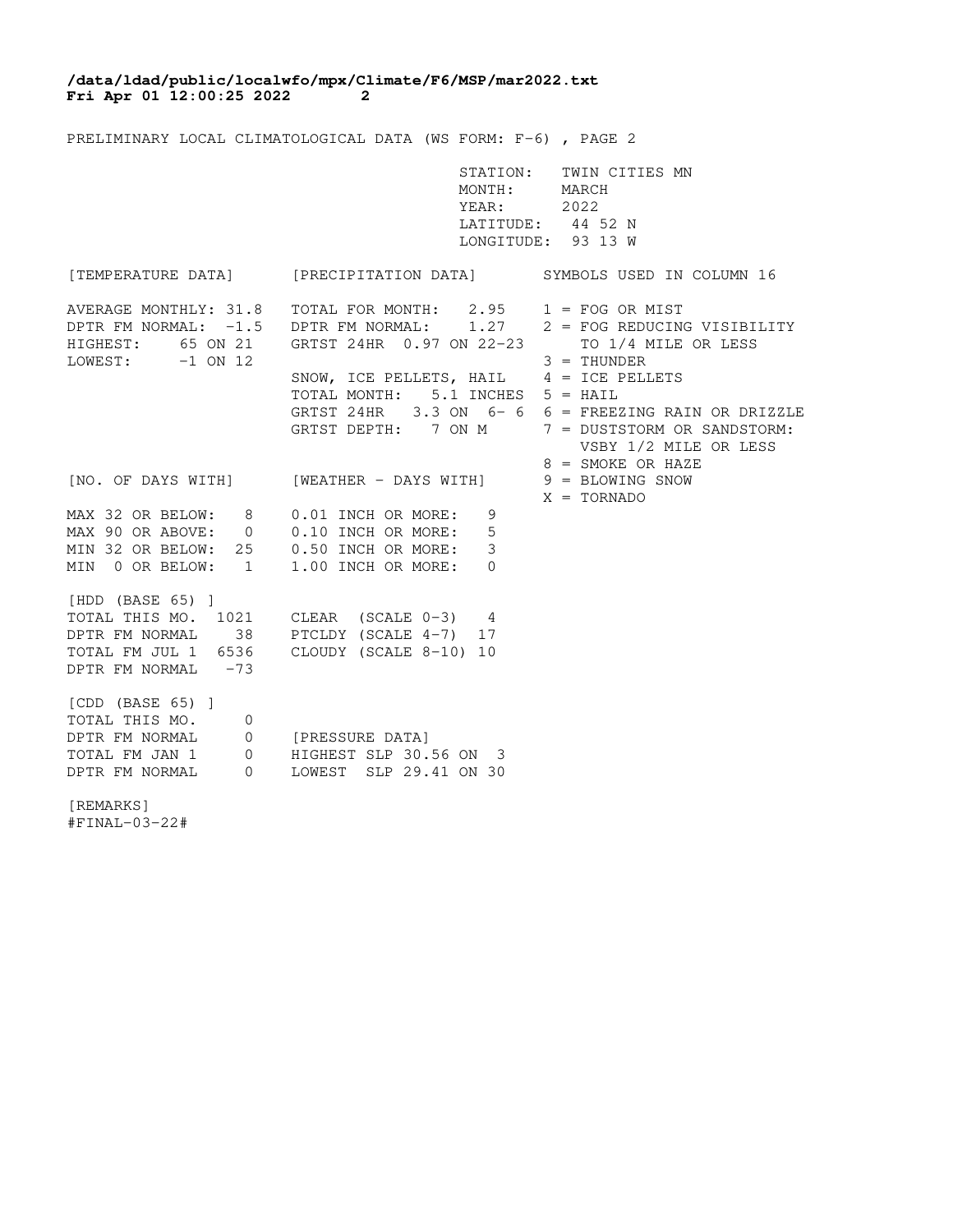```
PRELIMINARY LOCAL CLIMATOLOGICAL DATA (WS FORM: F-6) , PAGE 2

                                         STATION:   TWIN CITIES MN
                                         MONTH:     MARCH
                                         YEAR:      2022
                                         LATITUDE:   44 52 N
                                         LONGITUDE:  93 13 W

[TEMPERATURE DATA]      [PRECIPITATION DATA]       SYMBOLS USED IN COLUMN 16

AVERAGE MONTHLY: 31.8   TOTAL FOR MONTH:   2.95    1 = FOG OR MIST
DPTR FM NORMAL:  -1.5   DPTR FM NORMAL:    1.27    2 = FOG REDUCING VISIBILITY
HIGHEST:    65 ON 21    GRTST 24HR  0.97 ON 22-23      TO 1/4 MILE OR LESS
LOWEST:     -1 ON 12                               3 = THUNDER
                        SNOW, ICE PELLETS, HAIL    4 = ICE PELLETS
                        TOTAL MONTH:   5.1 INCHES  5 = HAIL
                        GRTST 24HR   3.3 ON  6- 6  6 = FREEZING RAIN OR DRIZZLE
                        GRTST DEPTH:   7 ON M      7 = DUSTSTORM OR SANDSTORM:
                                                       VSBY 1/2 MILE OR LESS
                                                   8 = SMOKE OR HAZE
[NO. OF DAYS WITH]      [WEATHER - DAYS WITH]      9 = BLOWING SNOW
                                                   X = TORNADO
MAX 32 OR BELOW:   8    0.01 INCH OR MORE:   9
MAX 90 OR ABOVE:   0    0.10 INCH OR MORE:   5
MIN 32 OR BELOW:  25    0.50 INCH OR MORE:   3
MIN  0 OR BELOW:   1    1.00 INCH OR MORE:   0

[HDD (BASE 65) ]
TOTAL THIS MO.  1021    CLEAR  (SCALE 0-3)   4
DPTR FM NORMAL    38    PTCLDY (SCALE 4-7)  17
TOTAL FM JUL 1  6536    CLOUDY (SCALE 8-10) 10
DPTR FM NORMAL   -73

[CDD (BASE 65) ]
TOTAL THIS MO.     0
DPTR FM NORMAL     0    [PRESSURE DATA]
TOTAL FM JAN 1     0    HIGHEST SLP 30.56 ON  3
DPTR FM NORMAL     0    LOWEST  SLP 29.41 ON 30

[REMARKS]
#FINAL-03-22#
```